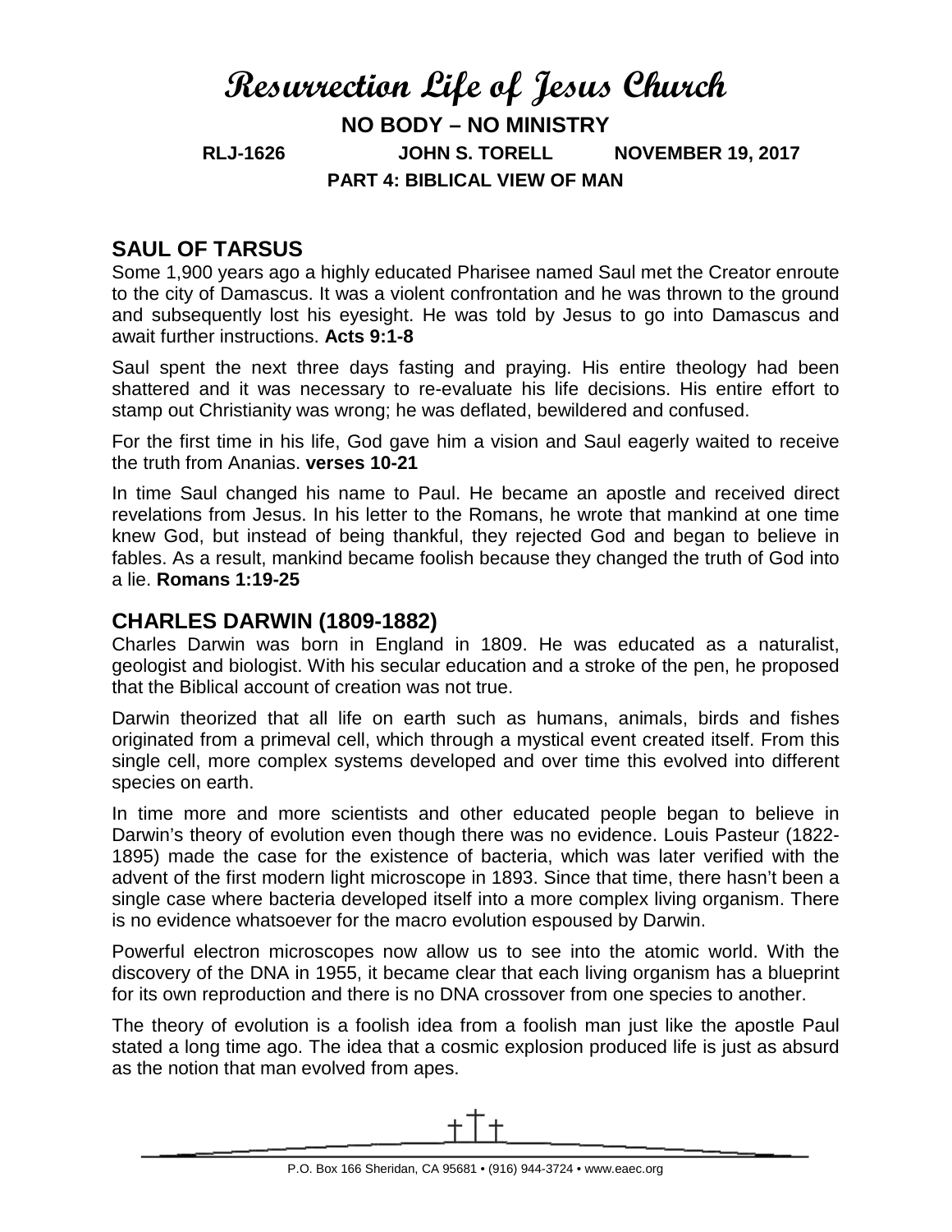# Resurrection Life of Jesus Church

**NO BODY – NO MINISTRY**

**RLJ-1626 JOHN S. TORELL NOVEMBER 19, 2017**

**PART 4: BIBLICAL VIEW OF MAN**

## SAUL OF TARSUS

Some 1,900 years ago a highly educated Pharisee named Saul met the Creator enroute to the city of Damascus. It was a violent confrontation and he was thrown to the ground and subsequently lost his eyesight. He was told by Jesus to go into Damascus and await further instructions. **Acts 9:1-8**

Saul spent the next three days fasting and praying. His entire theology had been shattered and it was necessary to re-evaluate his life decisions. His entire effort to stamp out Christianity was wrong; he was deflated, bewildered and confused.

For the first time in his life, God gave him a vision and Saul eagerly waited to receive the truth from Ananias. **verses 10-21**

In time Saul changed his name to Paul. He became an apostle and received direct revelations from Jesus. In his letter to the Romans, he wrote that mankind at one time knew God, but instead of being thankful, they rejected God and began to believe in fables. As a result, mankind became foolish because they changed the truth of God into a lie. **Romans 1:19-25**

## CHARLES DARWIN (1809-1882)

Charles Darwin was born in England in 1809. He was educated as a naturalist, geologist and biologist. With his secular education and a stroke of the pen, he proposed that the Biblical account of creation was not true.

Darwin theorized that all life on earth such as humans, animals, birds and fishes originated from a primeval cell, which through a mystical event created itself. From this single cell, more complex systems developed and over time this evolved into different species on earth.

In time more and more scientists and other educated people began to believe in Darwin's theory of evolution even though there was no evidence. Louis Pasteur (1822-1895) made the case for the existence of bacteria, which was later verified with the advent of the first modern light microscope in 1893. Since that time, there hasn't been a single case where bacteria developed itself into a more complex living organism. There is no evidence whatsoever for the macro evolution espoused by Darwin.

Powerful electron microscopes now allow us to see into the atomic world. With the discovery of the DNA in 1955, it became clear that each living organism has a blueprint for its own reproduction and there is no DNA crossover from one species to another.

The theory of evolution is a foolish idea from a foolish man just like the apostle Paul stated a long time ago. The idea that a cosmic explosion produced life is just as absurd as the notion that man evolved from apes.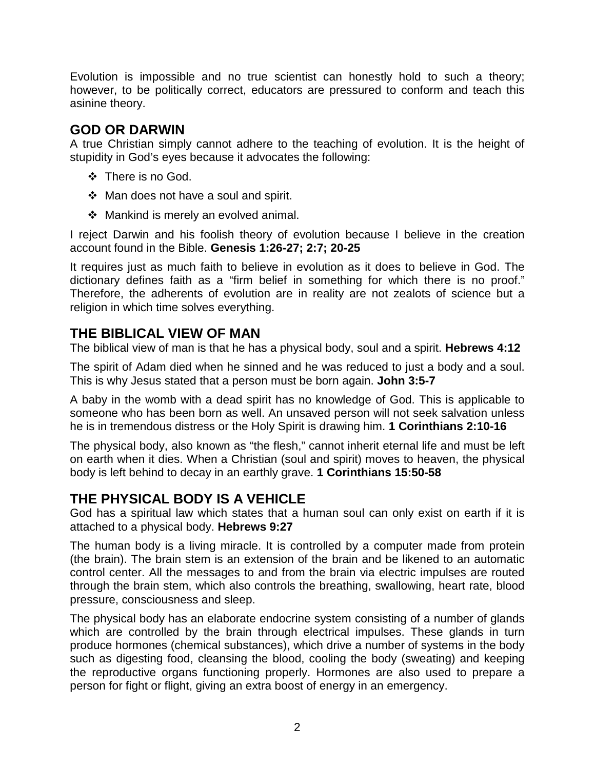Evolution is impossible and no true scientist can honestly hold to such a theory; however, to be politically correct, educators are pressured to conform and teach this asinine theory.

## GOD OR DARWIN

A true Christian simply cannot adhere to the teaching of evolution. It is the height of stupidity in God's eyes because it advocates the following:

- There is no God.
- Man does not have a soul and spirit.
- Mankind is merely an evolved animal.

I reject Darwin and his foolish theory of evolution because I believe in the creation account found in the Bible. **Genesis 1:26-27; 2:7; 20-25**

It requires just as much faith to believe in evolution as it does to believe in God. The dictionary defines faith as a "firm belief in something for which there is no proof." Therefore, the adherents of evolution are in reality are not zealots of science but a religion in which time solves everything.

## THE BIBLICAL VIEW OF MAN

The biblical view of man is that he has a physical body, soul and a spirit. **Hebrews 4:12**

The spirit of Adam died when he sinned and he was reduced to just a body and a soul. This is why Jesus stated that a person must be born again. **John 3:5-7**

A baby in the womb with a dead spirit has no knowledge of God. This is applicable to someone who has been born as well. An unsaved person will not seek salvation unless he is in tremendous distress or the Holy Spirit is drawing him. **1 Corinthians 2:10-16**

The physical body, also known as "the flesh," cannot inherit eternal life and must be left on earth when it dies. When a Christian (soul and spirit) moves to heaven, the physical body is left behind to decay in an earthly grave. **1 Corinthians 15:50-58**

## THE PHYSICAL BODY IS A VEHICLE

God has a spiritual law which states that a human soul can only exist on earth if it is attached to a physical body. **Hebrews 9:27**

The human body is a living miracle. It is controlled by a computer made from protein (the brain). The brain stem is an extension of the brain and be likened to an automatic control center. All the messages to and from the brain via electric impulses are routed through the brain stem, which also controls the breathing, swallowing, heart rate, blood pressure, consciousness and sleep.

The physical body has an elaborate endocrine system consisting of a number of glands which are controlled by the brain through electrical impulses. These glands in turn produce hormones (chemical substances), which drive a number of systems in the body such as digesting food, cleansing the blood, cooling the body (sweating) and keeping the reproductive organs functioning properly. Hormones are also used to prepare a person for fight or flight, giving an extra boost of energy in an emergency.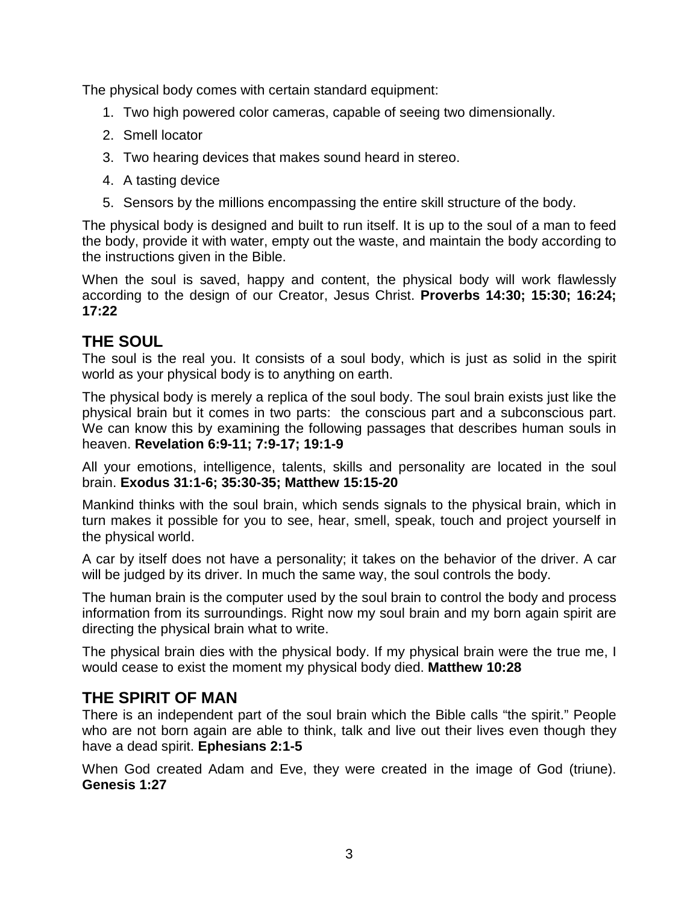The physical body comes with certain standard equipment:

1. Two high powered color cameras, capable of seeing two dimensionally.
2. Smell locator
3. Two hearing devices that makes sound heard in stereo.
4. A tasting device
5. Sensors by the millions encompassing the entire skill structure of the body.

The physical body is designed and built to run itself. It is up to the soul of a man to feed the body, provide it with water, empty out the waste, and maintain the body according to the instructions given in the Bible.

When the soul is saved, happy and content, the physical body will work flawlessly according to the design of our Creator, Jesus Christ. **Proverbs 14:30; 15:30; 16:24; 17:22**

## THE SOUL

The soul is the real you. It consists of a soul body, which is just as solid in the spirit world as your physical body is to anything on earth.

The physical body is merely a replica of the soul body. The soul brain exists just like the physical brain but it comes in two parts: the conscious part and a subconscious part. We can know this by examining the following passages that describes human souls in heaven. **Revelation 6:9-11; 7:9-17; 19:1-9**

All your emotions, intelligence, talents, skills and personality are located in the soul brain. **Exodus 31:1-6; 35:30-35; Matthew 15:15-20**

Mankind thinks with the soul brain, which sends signals to the physical brain, which in turn makes it possible for you to see, hear, smell, speak, touch and project yourself in the physical world.

A car by itself does not have a personality; it takes on the behavior of the driver. A car will be judged by its driver. In much the same way, the soul controls the body.

The human brain is the computer used by the soul brain to control the body and process information from its surroundings. Right now my soul brain and my born again spirit are directing the physical brain what to write.

The physical brain dies with the physical body. If my physical brain were the true me, I would cease to exist the moment my physical body died. **Matthew 10:28**

## THE SPIRIT OF MAN

There is an independent part of the soul brain which the Bible calls "the spirit." People who are not born again are able to think, talk and live out their lives even though they have a dead spirit. **Ephesians 2:1-5**

When God created Adam and Eve, they were created in the image of God (triune). **Genesis 1:27**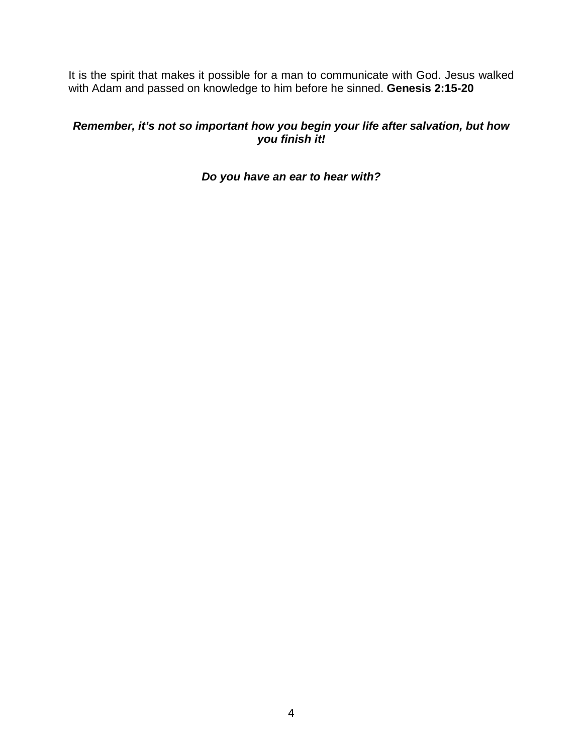It is the spirit that makes it possible for a man to communicate with God. Jesus walked with Adam and passed on knowledge to him before he sinned. **Genesis 2:15-20**

***Remember, it's not so important how you begin your life after salvation, but how you finish it!***

***Do you have an ear to hear with?***